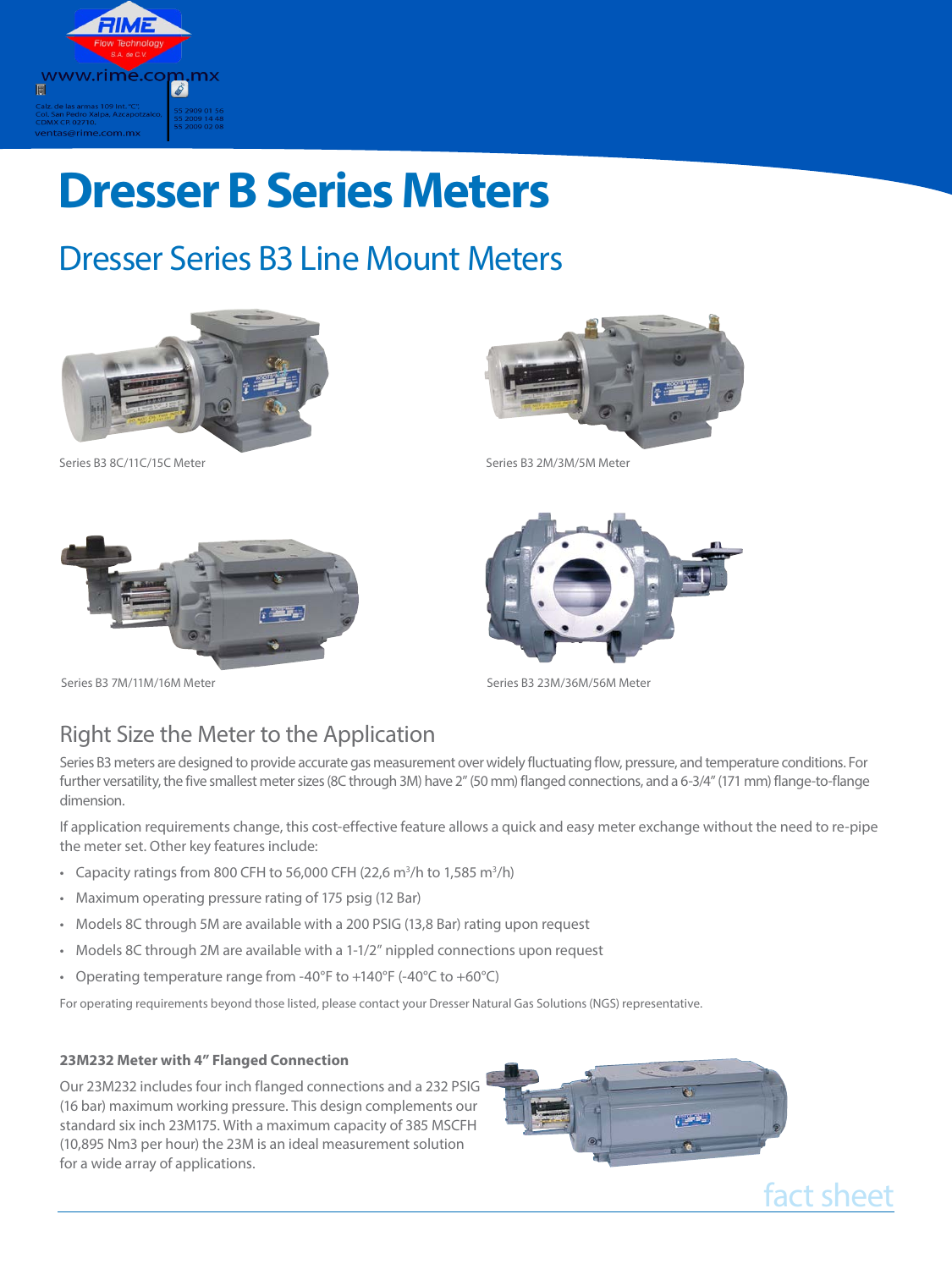www.rime.com.mx

Calz. de las armas 109 int. "C", Col. San Pedro Xalpa, Azcapotzalco, CDMX CP 02710.
ventas@rime.com.mx

55 2909 01 56
55 2009 14 48
55 2009 02 08

# Dresser B Series Meters

## Dresser Series B3 Line Mount Meters

Series B3 8C/11C/15C Meter

Series B3 2M/3M/5M Meter

Series B3 7M/11M/16M Meter

Series B3 23M/36M/56M Meter

### Right Size the Meter to the Application

Series B3 meters are designed to provide accurate gas measurement over widely fluctuating flow, pressure, and temperature conditions. For further versatility, the five smallest meter sizes (8C through 3M) have 2" (50 mm) flanged connections, and a 6-3/4" (171 mm) flange-to-flange dimension.

If application requirements change, this cost-effective feature allows a quick and easy meter exchange without the need to re-pipe the meter set. Other key features include:

- Capacity ratings from 800 CFH to 56,000 CFH (22,6 $m^3$/h to 1,585 $m^3$/h)
- Maximum operating pressure rating of 175 psig (12 Bar)
- Models 8C through 5M are available with a 200 PSIG (13,8 Bar) rating upon request
- Models 8C through 2M are available with a 1-1/2" nippled connections upon request
- Operating temperature range from -40°F to +140°F (-40°C to +60°C)

For operating requirements beyond those listed, please contact your Dresser Natural Gas Solutions (NGS) representative.

#### 23M232 Meter with 4" Flanged Connection

Our 23M232 includes four inch flanged connections and a 232 PSIG (16 bar) maximum working pressure. This design complements our standard six inch 23M175. With a maximum capacity of 385 MSCFH (10,895 Nm3 per hour) the 23M is an ideal measurement solution for a wide array of applications.

fact sheet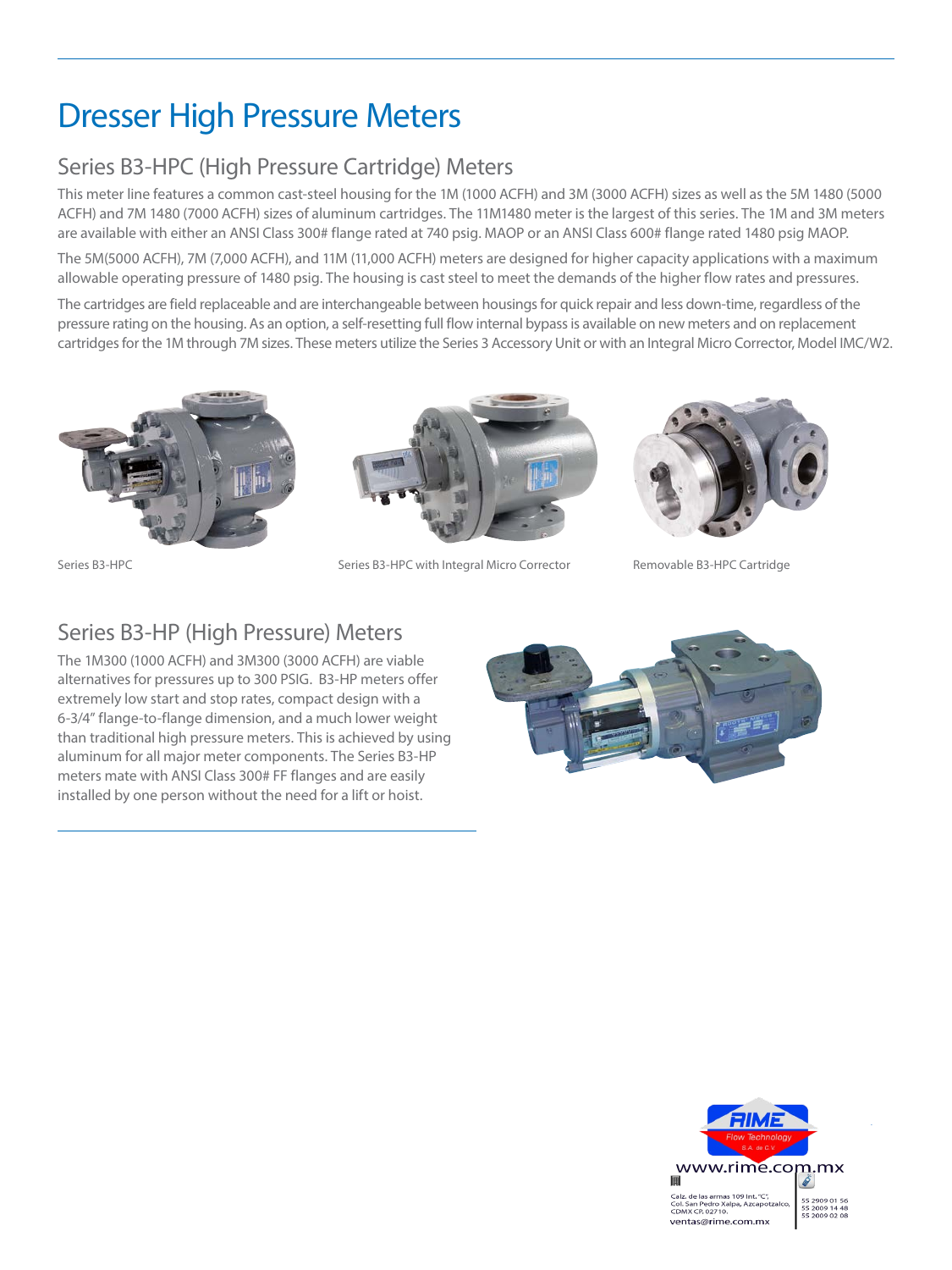# Dresser High Pressure Meters

## Series B3-HPC (High Pressure Cartridge) Meters

This meter line features a common cast-steel housing for the 1M (1000 ACFH) and 3M (3000 ACFH) sizes as well as the 5M 1480 (5000 ACFH) and 7M 1480 (7000 ACFH) sizes of aluminum cartridges. The 11M1480 meter is the largest of this series. The 1M and 3M meters are available with either an ANSI Class 300# flange rated at 740 psig. MAOP or an ANSI Class 600# flange rated 1480 psig MAOP.

The 5M(5000 ACFH), 7M (7,000 ACFH), and 11M (11,000 ACFH) meters are designed for higher capacity applications with a maximum allowable operating pressure of 1480 psig. The housing is cast steel to meet the demands of the higher flow rates and pressures.

The cartridges are field replaceable and are interchangeable between housings for quick repair and less down-time, regardless of the pressure rating on the housing. As an option, a self-resetting full flow internal bypass is available on new meters and on replacement cartridges for the 1M through 7M sizes. These meters utilize the Series 3 Accessory Unit or with an Integral Micro Corrector, Model IMC/W2.

Series B3-HPC

Series B3-HPC with Integral Micro Corrector

Removable B3-HPC Cartridge

## Series B3-HP (High Pressure) Meters

The 1M300 (1000 ACFH) and 3M300 (3000 ACFH) are viable alternatives for pressures up to 300 PSIG. B3-HP meters offer extremely low start and stop rates, compact design with a 6-3/4" flange-to-flange dimension, and a much lower weight than traditional high pressure meters. This is achieved by using aluminum for all major meter components. The Series B3-HP meters mate with ANSI Class 300# FF flanges and are easily installed by one person without the need for a lift or hoist.

RIME Flow Technology S.A. de C.V.

www.rime.com.mx

Calz. de las armas 109 int. "C", Col. San Pedro Xalpa, Azcapotzalco, CDMX CP. 02710.

ventas@rime.com.mx

55 2909 01 56
55 2009 14 48
55 2009 02 08